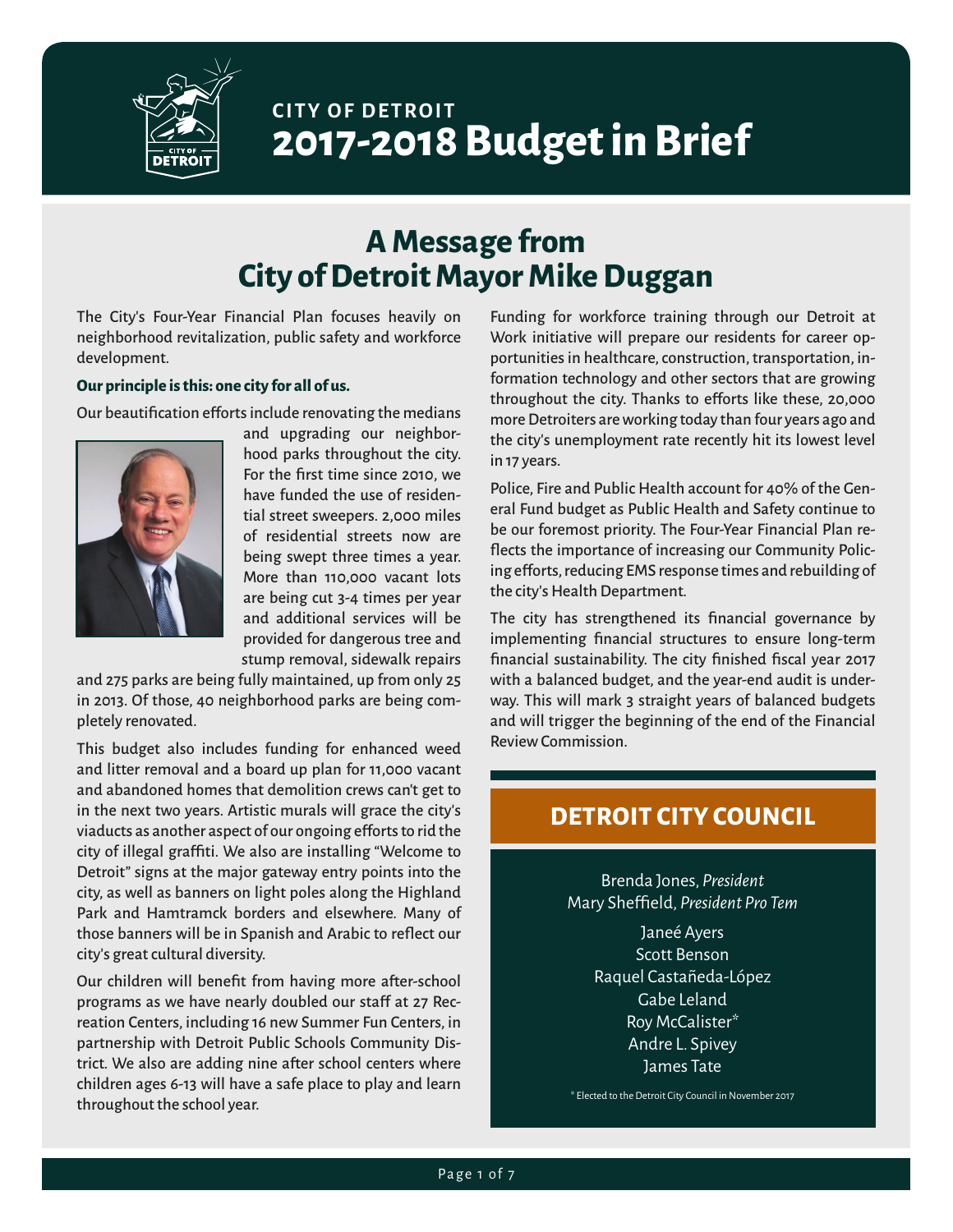# CITY OF DETROIT
# 2017-2018 Budget in Brief

## A Message from City of Detroit Mayor Mike Duggan

The City's Four-Year Financial Plan focuses heavily on neighborhood revitalization, public safety and workforce development.

**Our principle is this: one city for all of us.**

Our beautification efforts include renovating the medians and upgrading our neighborhood parks throughout the city. For the first time since 2010, we have funded the use of residential street sweepers. 2,000 miles of residential streets now are being swept three times a year. More than 110,000 vacant lots are being cut 3-4 times per year and additional services will be provided for dangerous tree and stump removal, sidewalk repairs and 275 parks are being fully maintained, up from only 25 in 2013. Of those, 40 neighborhood parks are being completely renovated.

This budget also includes funding for enhanced weed and litter removal and a board up plan for 11,000 vacant and abandoned homes that demolition crews can't get to in the next two years. Artistic murals will grace the city's viaducts as another aspect of our ongoing efforts to rid the city of illegal graffiti. We also are installing "Welcome to Detroit" signs at the major gateway entry points into the city, as well as banners on light poles along the Highland Park and Hamtramck borders and elsewhere. Many of those banners will be in Spanish and Arabic to reflect our city's great cultural diversity.

Our children will benefit from having more after-school programs as we have nearly doubled our staff at 27 Recreation Centers, including 16 new Summer Fun Centers, in partnership with Detroit Public Schools Community District. We also are adding nine after school centers where children ages 6-13 will have a safe place to play and learn throughout the school year.

Funding for workforce training through our Detroit at Work initiative will prepare our residents for career opportunities in healthcare, construction, transportation, information technology and other sectors that are growing throughout the city. Thanks to efforts like these, 20,000 more Detroiters are working today than four years ago and the city's unemployment rate recently hit its lowest level in 17 years.

Police, Fire and Public Health account for 40% of the General Fund budget as Public Health and Safety continue to be our foremost priority. The Four-Year Financial Plan reflects the importance of increasing our Community Policing efforts, reducing EMS response times and rebuilding of the city's Health Department.

The city has strengthened its financial governance by implementing financial structures to ensure long-term financial sustainability. The city finished fiscal year 2017 with a balanced budget, and the year-end audit is underway. This will mark 3 straight years of balanced budgets and will trigger the beginning of the end of the Financial Review Commission.

## DETROIT CITY COUNCIL

Brenda Jones, *President*
Mary Sheffield, *President Pro Tem*

Janeé Ayers
Scott Benson
Raquel Castañeda-López
Gabe Leland
Roy McCalister*
Andre L. Spivey
James Tate

* Elected to the Detroit City Council in November 2017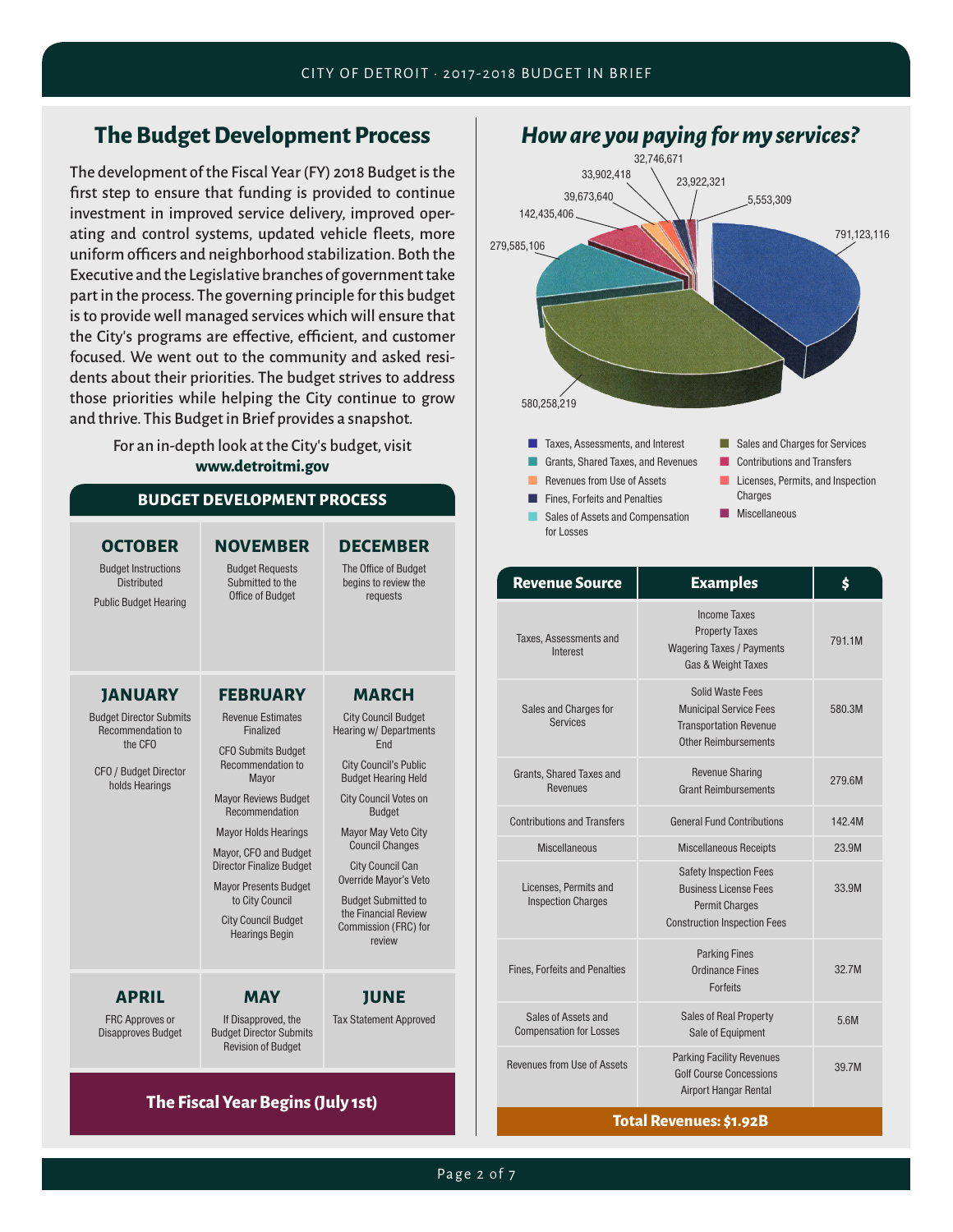## The Budget Development Process

The development of the Fiscal Year (FY) 2018 Budget is the first step to ensure that funding is provided to continue investment in improved service delivery, improved operating and control systems, updated vehicle fleets, more uniform officers and neighborhood stabilization. Both the Executive and the Legislative branches of government take part in the process. The governing principle for this budget is to provide well managed services which will ensure that the City's programs are effective, efficient, and customer focused. We went out to the community and asked residents about their priorities. The budget strives to address those priorities while helping the City continue to grow and thrive. This Budget in Brief provides a snapshot.

For an in-depth look at the City's budget, visit **www.detroitmi.gov**

### BUDGET DEVELOPMENT PROCESS

| OCTOBER | NOVEMBER | DECEMBER |
|---|---|---|
| Budget Instructions Distributed<br>Public Budget Hearing | Budget Requests Submitted to the Office of Budget | The Office of Budget begins to review the requests |

| JANUARY | FEBRUARY | MARCH |
|---|---|---|
| Budget Director Submits Recommendation to the CFO<br>CFO / Budget Director holds Hearings | Revenue Estimates Finalized<br>CFO Submits Budget Recommendation to Mayor<br>Mayor Reviews Budget Recommendation<br>Mayor Holds Hearings<br>Mayor, CFO and Budget Director Finalize Budget<br>Mayor Presents Budget to City Council<br>City Council Budget Hearings Begin | City Council Budget Hearing w/ Departments End<br>City Council's Public Budget Hearing Held<br>City Council Votes on Budget<br>Mayor May Veto City Council Changes<br>City Council Can Override Mayor's Veto<br>Budget Submitted to the Financial Review Commission (FRC) for review |

| APRIL | MAY | JUNE |
|---|---|---|
| FRC Approves or Disapproves Budget | If Disapproved, the Budget Director Submits Revision of Budget | Tax Statement Approved |

**The Fiscal Year Begins (July 1st)**

## *How are you paying for my services?*

| Revenue Source | Chart Value |
|---|---|
| Taxes, Assessments, and Interest | 791,123,116 |
| Sales and Charges for Services | 580,258,219 |
| Grants, Shared Taxes, and Revenues | 279,585,106 |
| Contributions and Transfers | 142,435,406 |
| Revenues from Use of Assets | 39,673,640 |
| Licenses, Permits, and Inspection Charges | 33,902,418 |
| Fines, Forfeits and Penalties | 32,746,671 |
| Miscellaneous | 23,922,321 |
| Sales of Assets and Compensation for Losses | 5,553,309 |

| Revenue Source | Examples | $ |
|---|---|---|
| Taxes, Assessments and Interest | Income Taxes<br>Property Taxes<br>Wagering Taxes / Payments<br>Gas & Weight Taxes | 791.1M |
| Sales and Charges for Services | Solid Waste Fees<br>Municipal Service Fees<br>Transportation Revenue<br>Other Reimbursements | 580.3M |
| Grants, Shared Taxes and Revenues | Revenue Sharing<br>Grant Reimbursements | 279.6M |
| Contributions and Transfers | General Fund Contributions | 142.4M |
| Miscellaneous | Miscellaneous Receipts | 23.9M |
| Licenses, Permits and Inspection Charges | Safety Inspection Fees<br>Business License Fees<br>Permit Charges<br>Construction Inspection Fees | 33.9M |
| Fines, Forfeits and Penalties | Parking Fines<br>Ordinance Fines<br>Forfeits | 32.7M |
| Sales of Assets and Compensation for Losses | Sales of Real Property<br>Sale of Equipment | 5.6M |
| Revenues from Use of Assets | Parking Facility Revenues<br>Golf Course Concessions<br>Airport Hangar Rental | 39.7M |
| **Total Revenues: $1.92B** | | |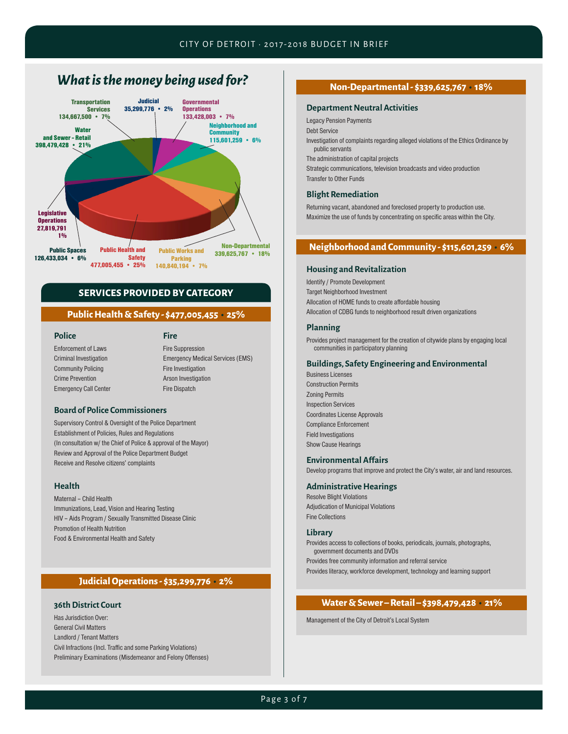## What is the money being used for?

- Transportation Services: 134,667,500 • 7%
- Judicial: 35,299,776 • 2%
- Governmental Operations: 133,428,003 • 7%
- Neighborhood and Community: 115,601,259 • 6%
- Water and Sewer - Retail: 398,479,428 • 21%
- Legislative Operations: 27,819,791 • 1%
- Public Spaces: 126,433,034 • 6%
- Public Health and Safety: 477,005,455 • 25%
- Public Works and Parking: 140,840,194 • 7%
- Non-Departmental: 339,625,767 • 18%

## SERVICES PROVIDED BY CATEGORY

### Public Health & Safety - $477,005,455 • 25%

#### Police

Enforcement of Laws
Criminal Investigation
Community Policing
Crime Prevention
Emergency Call Center

#### Fire

Fire Suppression
Emergency Medical Services (EMS)
Fire Investigation
Arson Investigation
Fire Dispatch

#### Board of Police Commissioners

Supervisory Control & Oversight of the Police Department
Establishment of Policies, Rules and Regulations
(In consultation w/ the Chief of Police & approval of the Mayor)
Review and Approval of the Police Department Budget
Receive and Resolve citizens' complaints

#### Health

Maternal – Child Health
Immunizations, Lead, Vision and Hearing Testing
HIV – Aids Program / Sexually Transmitted Disease Clinic
Promotion of Health Nutrition
Food & Environmental Health and Safety

### Judicial Operations - $35,299,776 • 2%

#### 36th District Court

Has Jurisdiction Over:
General Civil Matters
Landlord / Tenant Matters
Civil Infractions (Incl. Traffic and some Parking Violations)
Preliminary Examinations (Misdemeanor and Felony Offenses)

### Non-Departmental - $339,625,767 • 18%

#### Department Neutral Activities

Legacy Pension Payments
Debt Service
Investigation of complaints regarding alleged violations of the Ethics Ordinance by public servants
The administration of capital projects
Strategic communications, television broadcasts and video production
Transfer to Other Funds

#### Blight Remediation

Returning vacant, abandoned and foreclosed property to production use.
Maximize the use of funds by concentrating on specific areas within the City.

### Neighborhood and Community - $115,601,259 • 6%

#### Housing and Revitalization

Identify / Promote Development
Target Neighborhood Investment
Allocation of HOME funds to create affordable housing
Allocation of CDBG funds to neighborhood result driven organizations

#### Planning

Provides project management for the creation of citywide plans by engaging local communities in participatory planning

#### Buildings, Safety Engineering and Environmental

Business Licenses
Construction Permits
Zoning Permits
Inspection Services
Coordinates License Approvals
Compliance Enforcement
Field Investigations
Show Cause Hearings

#### Environmental Affairs

Develop programs that improve and protect the City's water, air and land resources.

#### Administrative Hearings

Resolve Blight Violations
Adjudication of Municipal Violations
Fine Collections

#### Library

Provides access to collections of books, periodicals, journals, photographs, government documents and DVDs
Provides free community information and referral service
Provides literacy, workforce development, technology and learning support

### Water & Sewer – Retail – $398,479,428 • 21%

Management of the City of Detroit's Local System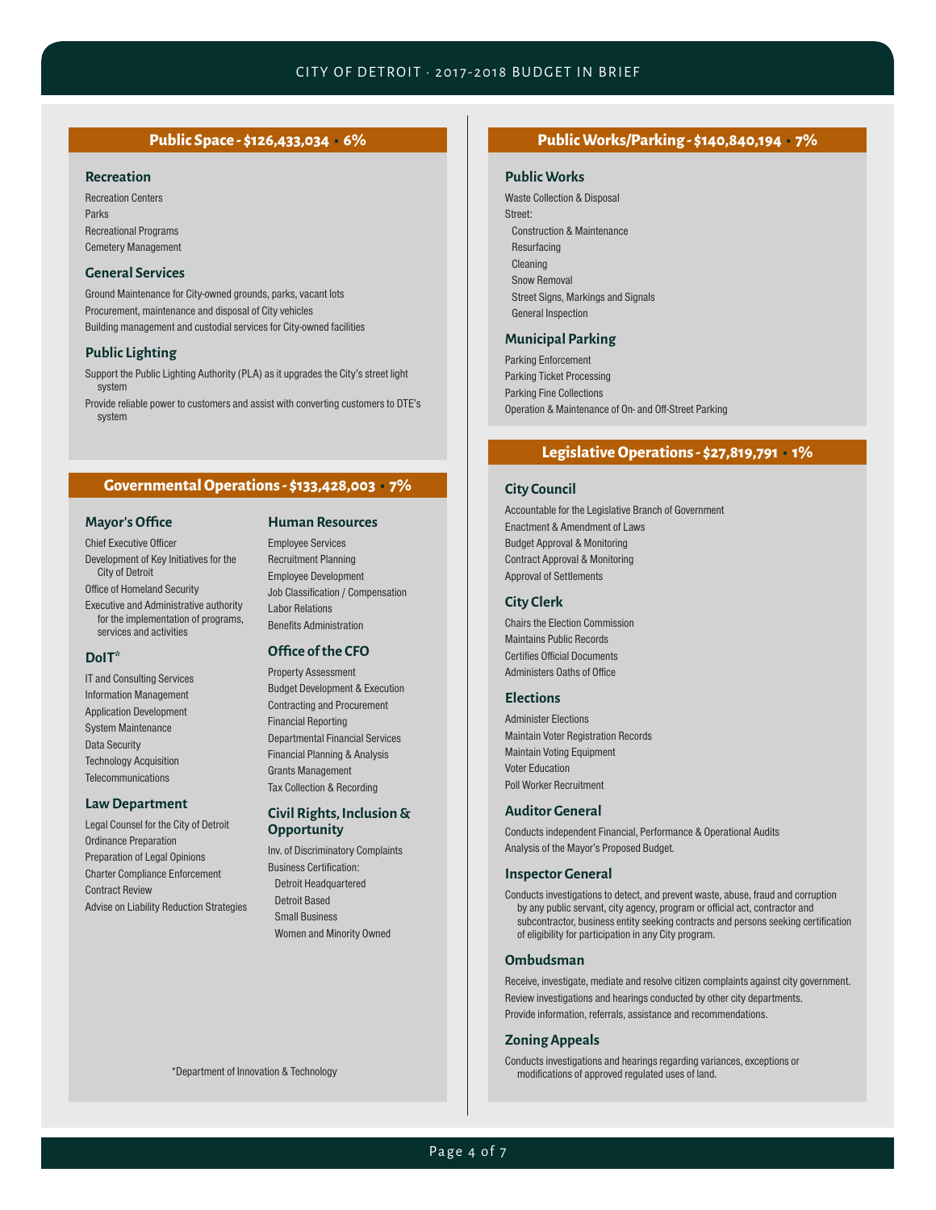## Public Space - $126,433,034 • 6%

### Recreation

Recreation Centers
Parks
Recreational Programs
Cemetery Management

### General Services

Ground Maintenance for City-owned grounds, parks, vacant lots
Procurement, maintenance and disposal of City vehicles
Building management and custodial services for City-owned facilities

### Public Lighting

Support the Public Lighting Authority (PLA) as it upgrades the City's street light system
Provide reliable power to customers and assist with converting customers to DTE's system

## Governmental Operations - $133,428,003 • 7%

### Mayor's Office

Chief Executive Officer
Development of Key Initiatives for the City of Detroit
Office of Homeland Security
Executive and Administrative authority for the implementation of programs, services and activities

### DoIT*

IT and Consulting Services
Information Management
Application Development
System Maintenance
Data Security
Technology Acquisition
Telecommunications

### Law Department

Legal Counsel for the City of Detroit
Ordinance Preparation
Preparation of Legal Opinions
Charter Compliance Enforcement
Contract Review
Advise on Liability Reduction Strategies

### Human Resources

Employee Services
Recruitment Planning
Employee Development
Job Classification / Compensation
Labor Relations
Benefits Administration

### Office of the CFO

Property Assessment
Budget Development & Execution
Contracting and Procurement
Financial Reporting
Departmental Financial Services
Financial Planning & Analysis
Grants Management
Tax Collection & Recording

### Civil Rights, Inclusion & Opportunity

Inv. of Discriminatory Complaints
Business Certification:
- Detroit Headquartered
- Detroit Based
- Small Business
- Women and Minority Owned

*Department of Innovation & Technology

## Public Works/Parking - $140,840,194 • 7%

### Public Works

Waste Collection & Disposal
Street:
- Construction & Maintenance
- Resurfacing
- Cleaning
- Snow Removal
- Street Signs, Markings and Signals
- General Inspection

### Municipal Parking

Parking Enforcement
Parking Ticket Processing
Parking Fine Collections
Operation & Maintenance of On- and Off-Street Parking

## Legislative Operations - $27,819,791 • 1%

### City Council

Accountable for the Legislative Branch of Government
Enactment & Amendment of Laws
Budget Approval & Monitoring
Contract Approval & Monitoring
Approval of Settlements

### City Clerk

Chairs the Election Commission
Maintains Public Records
Certifies Official Documents
Administers Oaths of Office

### Elections

Administer Elections
Maintain Voter Registration Records
Maintain Voting Equipment
Voter Education
Poll Worker Recruitment

### Auditor General

Conducts independent Financial, Performance & Operational Audits
Analysis of the Mayor's Proposed Budget.

### Inspector General

Conducts investigations to detect, and prevent waste, abuse, fraud and corruption by any public servant, city agency, program or official act, contractor and subcontractor, business entity seeking contracts and persons seeking certification of eligibility for participation in any City program.

### Ombudsman

Receive, investigate, mediate and resolve citizen complaints against city government.
Review investigations and hearings conducted by other city departments.
Provide information, referrals, assistance and recommendations.

### Zoning Appeals

Conducts investigations and hearings regarding variances, exceptions or modifications of approved regulated uses of land.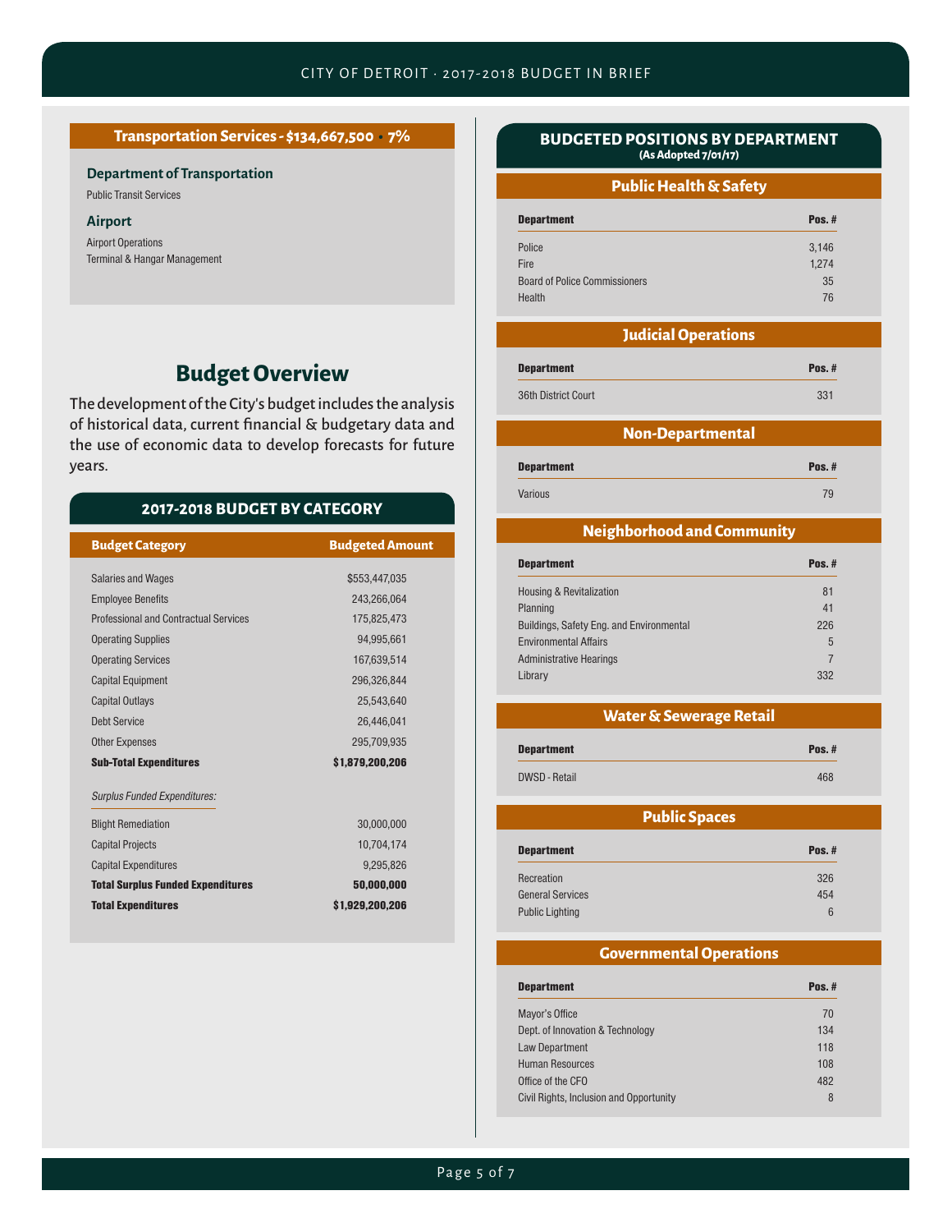## Transportation Services - $134,667,500 • 7%

**Department of Transportation**

Public Transit Services

**Airport**

Airport Operations

Terminal & Hangar Management

# Budget Overview

The development of the City's budget includes the analysis of historical data, current financial & budgetary data and the use of economic data to develop forecasts for future years.

## 2017-2018 BUDGET BY CATEGORY

| Budget Category | Budgeted Amount |
|---|---|
| Salaries and Wages | $553,447,035 |
| Employee Benefits | 243,266,064 |
| Professional and Contractual Services | 175,825,473 |
| Operating Supplies | 94,995,661 |
| Operating Services | 167,639,514 |
| Capital Equipment | 296,326,844 |
| Capital Outlays | 25,543,640 |
| Debt Service | 26,446,041 |
| Other Expenses | 295,709,935 |
| **Sub-Total Expenditures** | **$1,879,200,206** |
| *Surplus Funded Expenditures:* | |
| Blight Remediation | 30,000,000 |
| Capital Projects | 10,704,174 |
| Capital Expenditures | 9,295,826 |
| **Total Surplus Funded Expenditures** | **50,000,000** |
| **Total Expenditures** | **$1,929,200,206** |

## BUDGETED POSITIONS BY DEPARTMENT
**(As Adopted 7/01/17)**

### Public Health & Safety

| Department | Pos. # |
|---|---|
| Police | 3,146 |
| Fire | 1,274 |
| Board of Police Commissioners | 35 |
| Health | 76 |

### Judicial Operations

| Department | Pos. # |
|---|---|
| 36th District Court | 331 |

### Non-Departmental

| Department | Pos. # |
|---|---|
| Various | 79 |

### Neighborhood and Community

| Department | Pos. # |
|---|---|
| Housing & Revitalization | 81 |
| Planning | 41 |
| Buildings, Safety Eng. and Environmental | 226 |
| Environmental Affairs | 5 |
| Administrative Hearings | 7 |
| Library | 332 |

### Water & Sewerage Retail

| Department | Pos. # |
|---|---|
| DWSD - Retail | 468 |

### Public Spaces

| Department | Pos. # |
|---|---|
| Recreation | 326 |
| General Services | 454 |
| Public Lighting | 6 |

### Governmental Operations

| Department | Pos. # |
|---|---|
| Mayor's Office | 70 |
| Dept. of Innovation & Technology | 134 |
| Law Department | 118 |
| Human Resources | 108 |
| Office of the CFO | 482 |
| Civil Rights, Inclusion and Opportunity | 8 |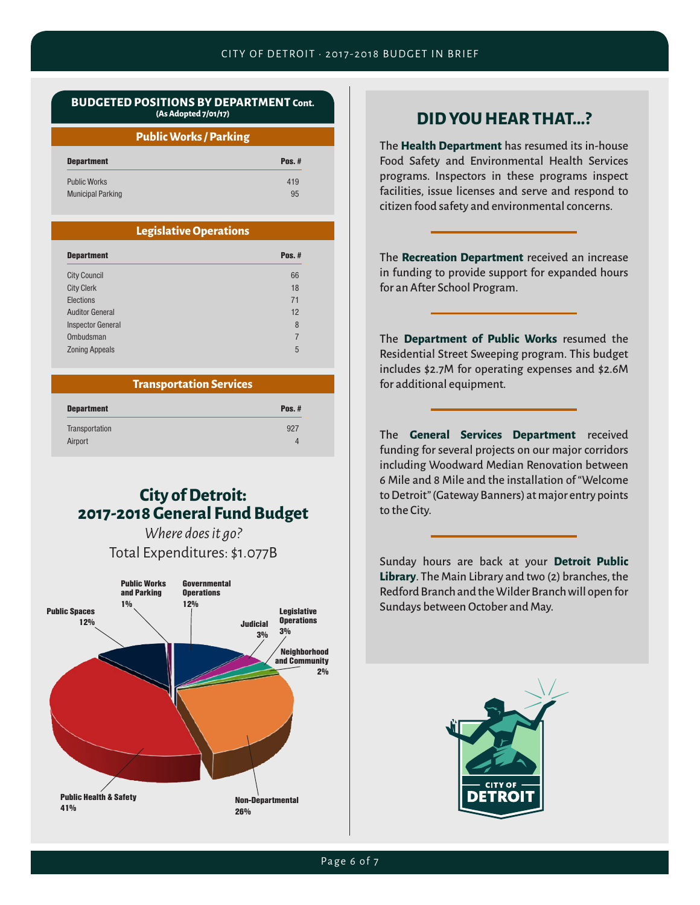## BUDGETED POSITIONS BY DEPARTMENT Cont.
(As Adopted 7/01/17)

### Public Works / Parking

| Department | Pos. # |
|---|---|
| Public Works | 419 |
| Municipal Parking | 95 |

### Legislative Operations

| Department | Pos. # |
|---|---|
| City Council | 66 |
| City Clerk | 18 |
| Elections | 71 |
| Auditor General | 12 |
| Inspector General | 8 |
| Ombudsman | 7 |
| Zoning Appeals | 5 |

### Transportation Services

| Department | Pos. # |
|---|---|
| Transportation | 927 |
| Airport | 4 |

## City of Detroit: 2017-2018 General Fund Budget

*Where does it go?*

Total Expenditures: $1.077B

Public Works and Parking 1%
Governmental Operations 12%
Public Spaces 12%
Judicial 3%
Legislative Operations 3%
Neighborhood and Community 2%
Public Health & Safety 41%
Non-Departmental 26%

## DID YOU HEAR THAT...?

The **Health Department** has resumed its in-house Food Safety and Environmental Health Services programs. Inspectors in these programs inspect facilities, issue licenses and serve and respond to citizen food safety and environmental concerns.

The **Recreation Department** received an increase in funding to provide support for expanded hours for an After School Program.

The **Department of Public Works** resumed the Residential Street Sweeping program. This budget includes $2.7M for operating expenses and $2.6M for additional equipment.

The **General Services Department** received funding for several projects on our major corridors including Woodward Median Renovation between 6 Mile and 8 Mile and the installation of "Welcome to Detroit" (Gateway Banners) at major entry points to the City.

Sunday hours are back at your **Detroit Public Library**. The Main Library and two (2) branches, the Redford Branch and the Wilder Branch will open for Sundays between October and May.

CITY OF DETROIT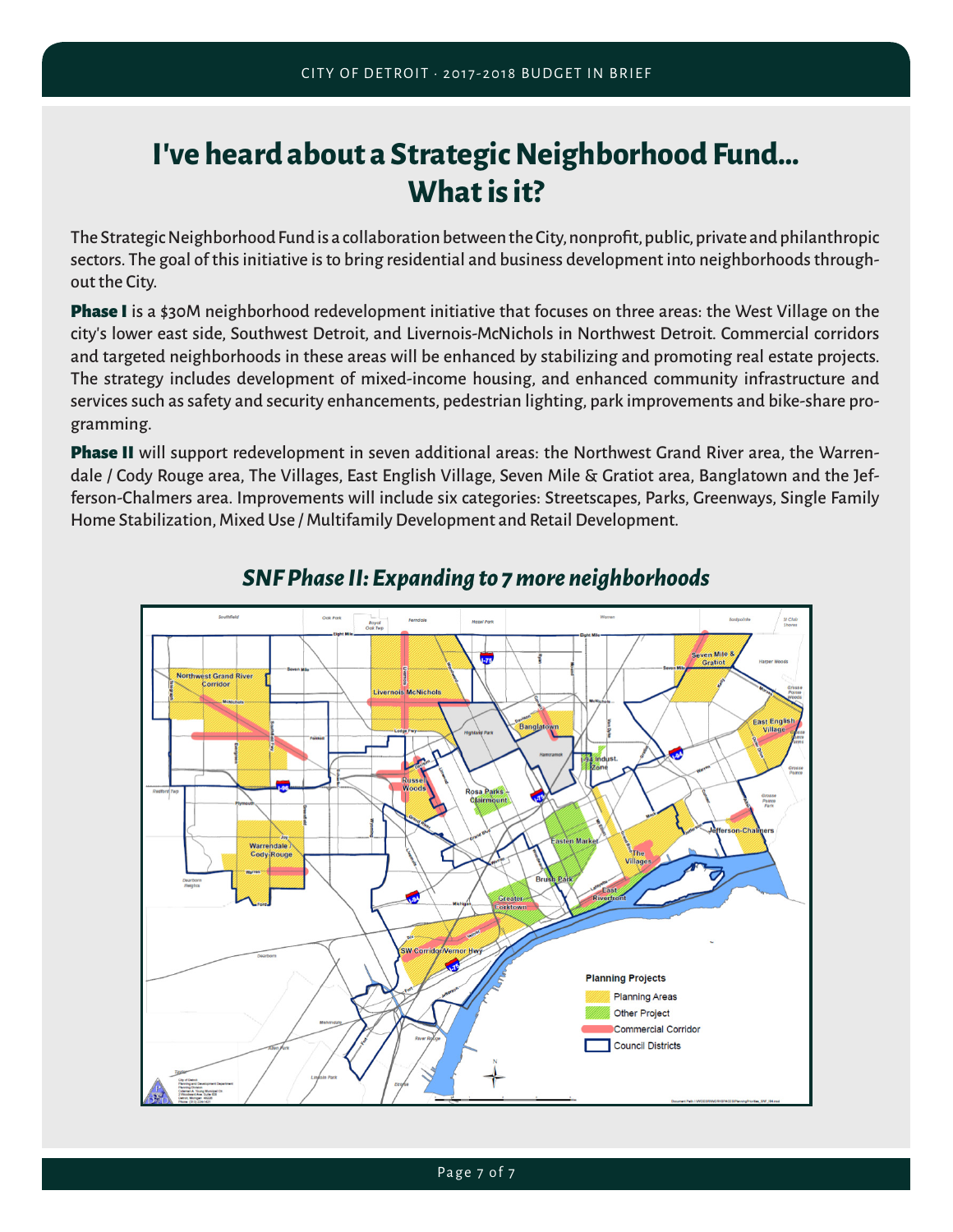# I've heard about a Strategic Neighborhood Fund... What is it?

The Strategic Neighborhood Fund is a collaboration between the City, nonprofit, public, private and philanthropic sectors. The goal of this initiative is to bring residential and business development into neighborhoods throughout the City.

**Phase I** is a $30M neighborhood redevelopment initiative that focuses on three areas: the West Village on the city's lower east side, Southwest Detroit, and Livernois-McNichols in Northwest Detroit. Commercial corridors and targeted neighborhoods in these areas will be enhanced by stabilizing and promoting real estate projects. The strategy includes development of mixed-income housing, and enhanced community infrastructure and services such as safety and security enhancements, pedestrian lighting, park improvements and bike-share programming.

**Phase II** will support redevelopment in seven additional areas: the Northwest Grand River area, the Warrendale / Cody Rouge area, The Villages, East English Village, Seven Mile & Gratiot area, Banglatown and the Jefferson-Chalmers area. Improvements will include six categories: Streetscapes, Parks, Greenways, Single Family Home Stabilization, Mixed Use / Multifamily Development and Retail Development.

## *SNF Phase II: Expanding to 7 more neighborhoods*

Northwest Grand River Corridor
Livernois McNichols
Seven Mile & Gratiot
Banglatown
East English Village
Russell Woods
Rosa Parks - Clairmount
Osa Indust. Zone
Warrendale / Cody Rouge
Eastern Market
The Villages
Jefferson-Chalmers
Brush Park
East Riverfront
Greater Corktown
SW Corridor/Vernor Hwy

Planning Projects
Planning Areas
Other Project
Commercial Corridor
Council Districts